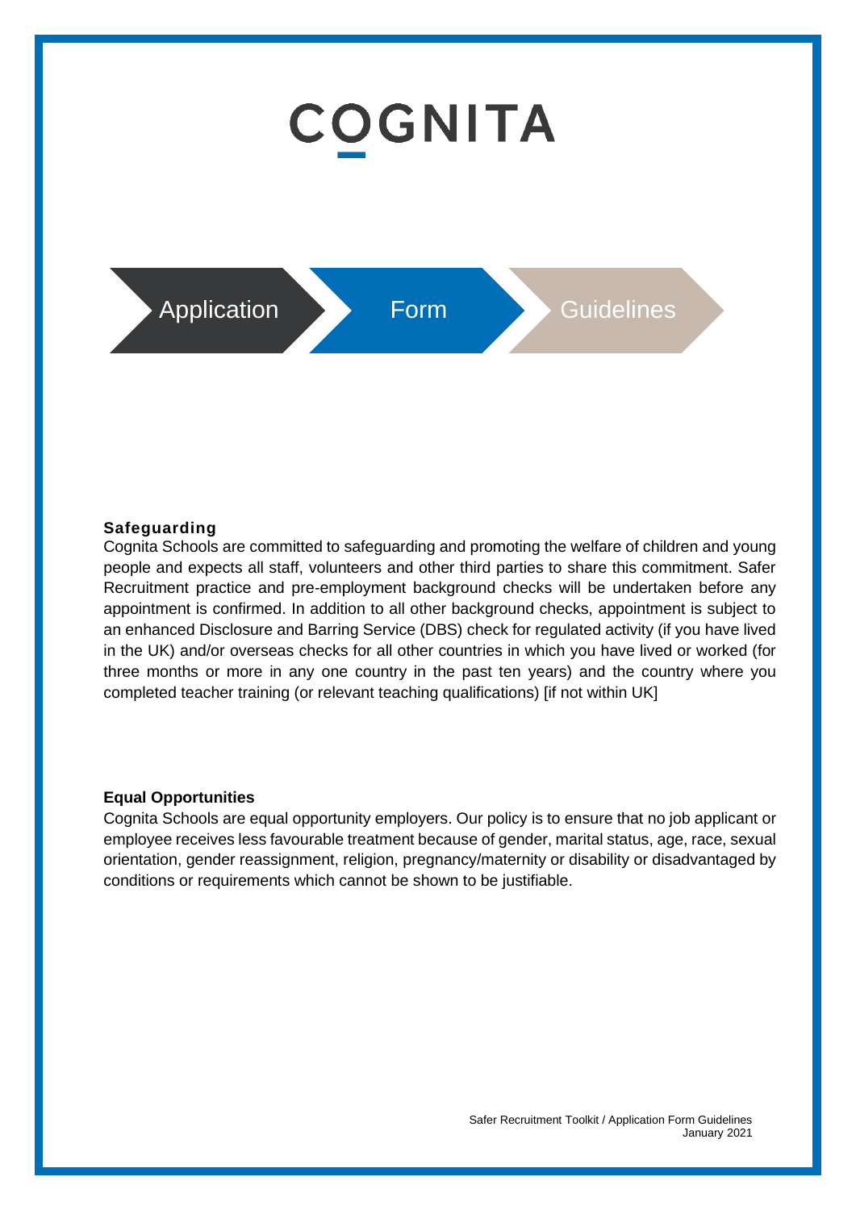# COGNITA

## Application Form Guidelines

**Safeguarding**

Cognita Schools are committed to safeguarding and promoting the welfare of children and young people and expects all staff, volunteers and other third parties to share this commitment. Safer Recruitment practice and pre-employment background checks will be undertaken before any appointment is confirmed. In addition to all other background checks, appointment is subject to an enhanced Disclosure and Barring Service (DBS) check for regulated activity (if you have lived in the UK) and/or overseas checks for all other countries in which you have lived or worked (for three months or more in any one country in the past ten years) and the country where you completed teacher training (or relevant teaching qualifications) [if not within UK]

**Equal Opportunities**

Cognita Schools are equal opportunity employers. Our policy is to ensure that no job applicant or employee receives less favourable treatment because of gender, marital status, age, race, sexual orientation, gender reassignment, religion, pregnancy/maternity or disability or disadvantaged by conditions or requirements which cannot be shown to be justifiable.

Safer Recruitment Toolkit / Application Form Guidelines
January 2021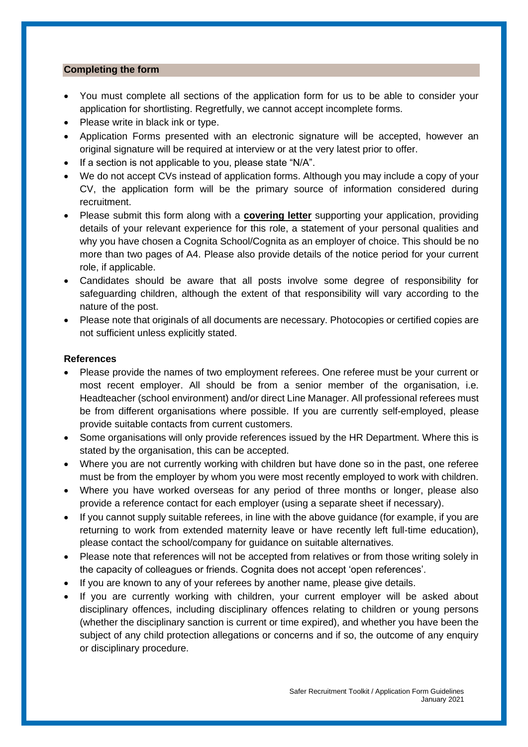## Completing the form

- You must complete all sections of the application form for us to be able to consider your application for shortlisting. Regretfully, we cannot accept incomplete forms.
- Please write in black ink or type.
- Application Forms presented with an electronic signature will be accepted, however an original signature will be required at interview or at the very latest prior to offer.
- If a section is not applicable to you, please state "N/A".
- We do not accept CVs instead of application forms. Although you may include a copy of your CV, the application form will be the primary source of information considered during recruitment.
- Please submit this form along with a **covering letter** supporting your application, providing details of your relevant experience for this role, a statement of your personal qualities and why you have chosen a Cognita School/Cognita as an employer of choice. This should be no more than two pages of A4. Please also provide details of the notice period for your current role, if applicable.
- Candidates should be aware that all posts involve some degree of responsibility for safeguarding children, although the extent of that responsibility will vary according to the nature of the post.
- Please note that originals of all documents are necessary. Photocopies or certified copies are not sufficient unless explicitly stated.

### References

- Please provide the names of two employment referees. One referee must be your current or most recent employer. All should be from a senior member of the organisation, i.e. Headteacher (school environment) and/or direct Line Manager. All professional referees must be from different organisations where possible. If you are currently self-employed, please provide suitable contacts from current customers.
- Some organisations will only provide references issued by the HR Department. Where this is stated by the organisation, this can be accepted.
- Where you are not currently working with children but have done so in the past, one referee must be from the employer by whom you were most recently employed to work with children.
- Where you have worked overseas for any period of three months or longer, please also provide a reference contact for each employer (using a separate sheet if necessary).
- If you cannot supply suitable referees, in line with the above guidance (for example, if you are returning to work from extended maternity leave or have recently left full-time education), please contact the school/company for guidance on suitable alternatives.
- Please note that references will not be accepted from relatives or from those writing solely in the capacity of colleagues or friends. Cognita does not accept 'open references'.
- If you are known to any of your referees by another name, please give details.
- If you are currently working with children, your current employer will be asked about disciplinary offences, including disciplinary offences relating to children or young persons (whether the disciplinary sanction is current or time expired), and whether you have been the subject of any child protection allegations or concerns and if so, the outcome of any enquiry or disciplinary procedure.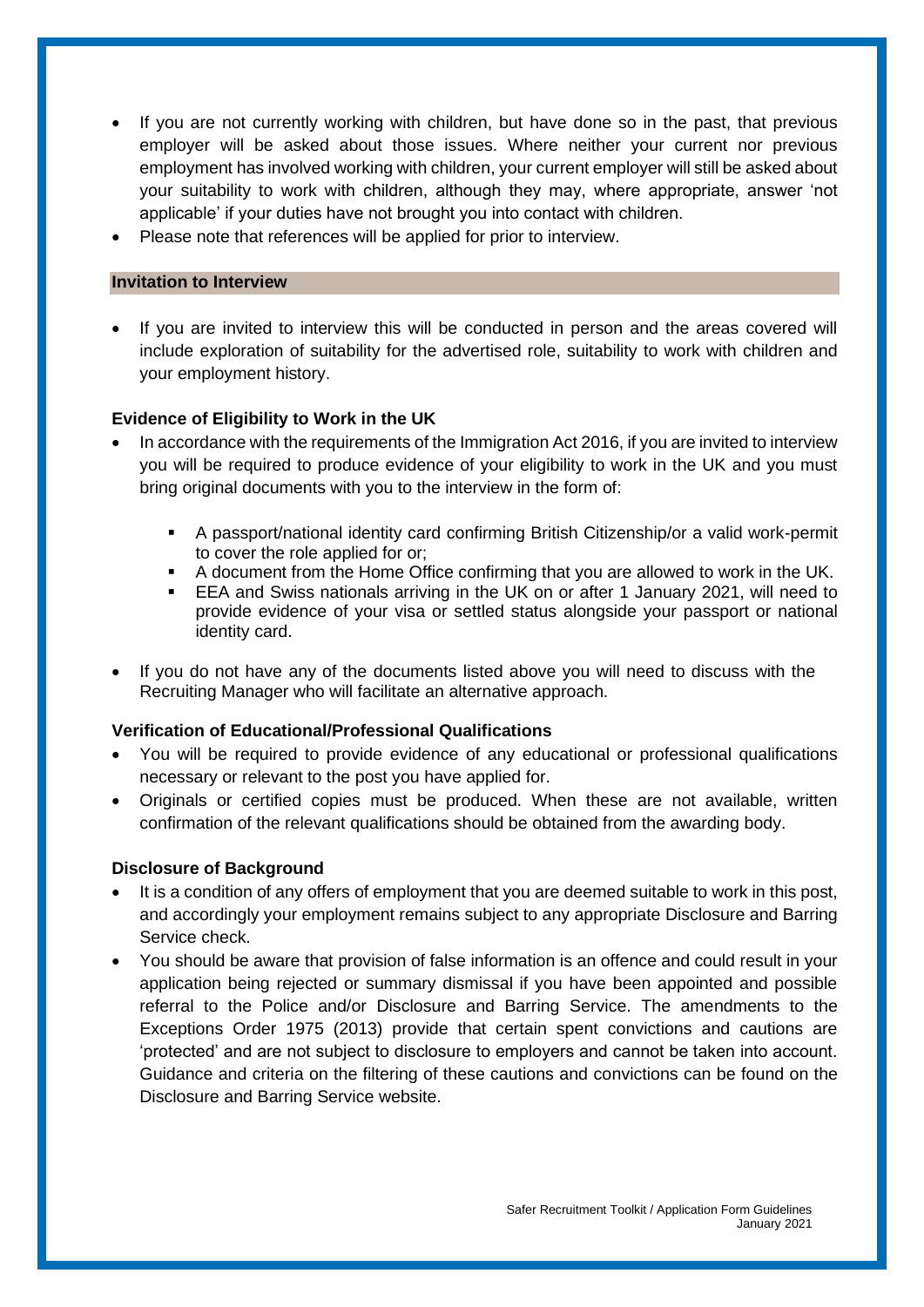- If you are not currently working with children, but have done so in the past, that previous employer will be asked about those issues. Where neither your current nor previous employment has involved working with children, your current employer will still be asked about your suitability to work with children, although they may, where appropriate, answer 'not applicable' if your duties have not brought you into contact with children.
- Please note that references will be applied for prior to interview.

### Invitation to Interview

- If you are invited to interview this will be conducted in person and the areas covered will include exploration of suitability for the advertised role, suitability to work with children and your employment history.

### Evidence of Eligibility to Work in the UK

- In accordance with the requirements of the Immigration Act 2016, if you are invited to interview you will be required to produce evidence of your eligibility to work in the UK and you must bring original documents with you to the interview in the form of:
  - A passport/national identity card confirming British Citizenship/or a valid work-permit to cover the role applied for or;
  - A document from the Home Office confirming that you are allowed to work in the UK.
  - EEA and Swiss nationals arriving in the UK on or after 1 January 2021, will need to provide evidence of your visa or settled status alongside your passport or national identity card.
- If you do not have any of the documents listed above you will need to discuss with the Recruiting Manager who will facilitate an alternative approach.

### Verification of Educational/Professional Qualifications

- You will be required to provide evidence of any educational or professional qualifications necessary or relevant to the post you have applied for.
- Originals or certified copies must be produced. When these are not available, written confirmation of the relevant qualifications should be obtained from the awarding body.

### Disclosure of Background

- It is a condition of any offers of employment that you are deemed suitable to work in this post, and accordingly your employment remains subject to any appropriate Disclosure and Barring Service check.
- You should be aware that provision of false information is an offence and could result in your application being rejected or summary dismissal if you have been appointed and possible referral to the Police and/or Disclosure and Barring Service. The amendments to the Exceptions Order 1975 (2013) provide that certain spent convictions and cautions are 'protected' and are not subject to disclosure to employers and cannot be taken into account. Guidance and criteria on the filtering of these cautions and convictions can be found on the Disclosure and Barring Service website.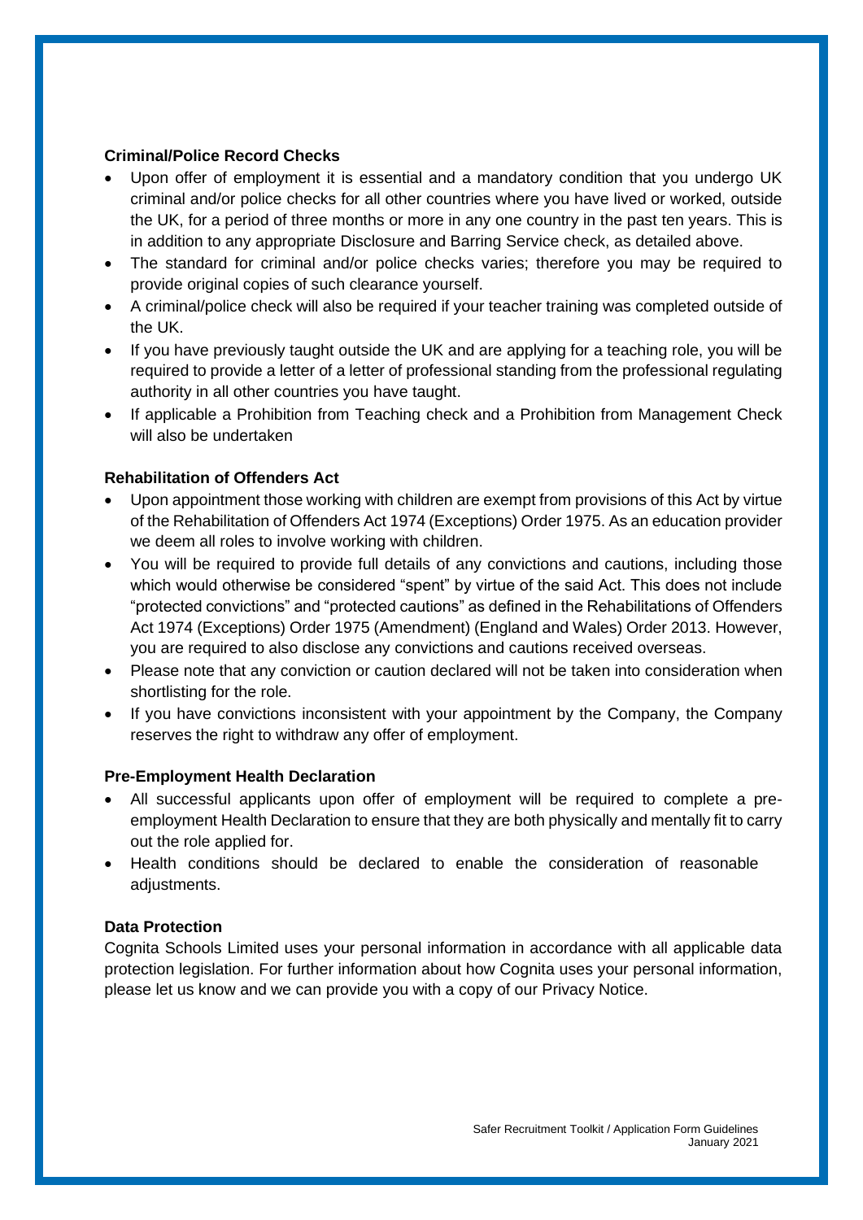**Criminal/Police Record Checks**

- Upon offer of employment it is essential and a mandatory condition that you undergo UK criminal and/or police checks for all other countries where you have lived or worked, outside the UK, for a period of three months or more in any one country in the past ten years. This is in addition to any appropriate Disclosure and Barring Service check, as detailed above.
- The standard for criminal and/or police checks varies; therefore you may be required to provide original copies of such clearance yourself.
- A criminal/police check will also be required if your teacher training was completed outside of the UK.
- If you have previously taught outside the UK and are applying for a teaching role, you will be required to provide a letter of a letter of professional standing from the professional regulating authority in all other countries you have taught.
- If applicable a Prohibition from Teaching check and a Prohibition from Management Check will also be undertaken

**Rehabilitation of Offenders Act**

- Upon appointment those working with children are exempt from provisions of this Act by virtue of the Rehabilitation of Offenders Act 1974 (Exceptions) Order 1975. As an education provider we deem all roles to involve working with children.
- You will be required to provide full details of any convictions and cautions, including those which would otherwise be considered "spent" by virtue of the said Act. This does not include "protected convictions" and "protected cautions" as defined in the Rehabilitations of Offenders Act 1974 (Exceptions) Order 1975 (Amendment) (England and Wales) Order 2013. However, you are required to also disclose any convictions and cautions received overseas.
- Please note that any conviction or caution declared will not be taken into consideration when shortlisting for the role.
- If you have convictions inconsistent with your appointment by the Company, the Company reserves the right to withdraw any offer of employment.

**Pre-Employment Health Declaration**

- All successful applicants upon offer of employment will be required to complete a pre-employment Health Declaration to ensure that they are both physically and mentally fit to carry out the role applied for.
- Health conditions should be declared to enable the consideration of reasonable adjustments.

**Data Protection**

Cognita Schools Limited uses your personal information in accordance with all applicable data protection legislation. For further information about how Cognita uses your personal information, please let us know and we can provide you with a copy of our Privacy Notice.